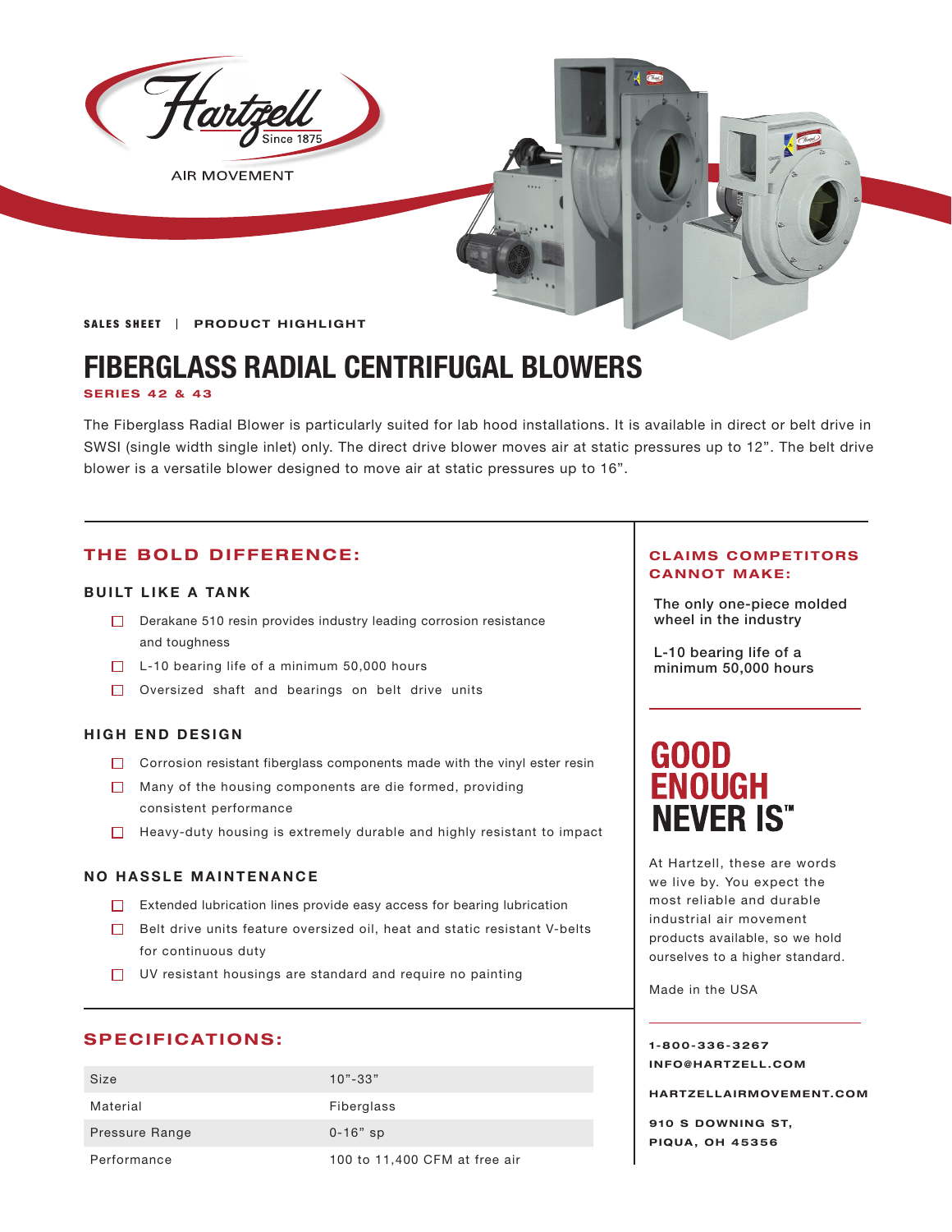Hartzell Since 1875

AIR MOVEMENT

**SALES SHEET** | **PRODUCT HIGHLIGHT**

# FIBERGLASS RADIAL CENTRIFUGAL BLOWERS

**SERIES 42 & 43**

The Fiberglass Radial Blower is particularly suited for lab hood installations. It is available in direct or belt drive in SWSI (single width single inlet) only. The direct drive blower moves air at static pressures up to 12”. The belt drive blower is a versatile blower designed to move air at static pressures up to 16”.

## THE BOLD DIFFERENCE:

### BUILT LIKE A TANK

- Derakane 510 resin provides industry leading corrosion resistance and toughness
- L-10 bearing life of a minimum 50,000 hours
- Oversized shaft and bearings on belt drive units

### HIGH END DESIGN

- Corrosion resistant fiberglass components made with the vinyl ester resin
- Many of the housing components are die formed, providing consistent performance
- Heavy-duty housing is extremely durable and highly resistant to impact

### NO HASSLE MAINTENANCE

- Extended lubrication lines provide easy access for bearing lubrication
- Belt drive units feature oversized oil, heat and static resistant V-belts for continuous duty
- UV resistant housings are standard and require no painting

## SPECIFICATIONS:

| Size | 10”-33” |
|---|---|
| Material | Fiberglass |
| Pressure Range | 0-16” sp |
| Performance | 100 to 11,400 CFM at free air |

## CLAIMS COMPETITORS CANNOT MAKE:

The only one-piece molded wheel in the industry

L-10 bearing life of a minimum 50,000 hours

## GOOD ENOUGH NEVER IS™

At Hartzell, these are words we live by. You expect the most reliable and durable industrial air movement products available, so we hold ourselves to a higher standard.

Made in the USA

**1-800-336-3267**
**INFO@HARTZELL.COM**

**HARTZELLAIRMOVEMENT.COM**

**910 S DOWNING ST,**
**PIQUA, OH 45356**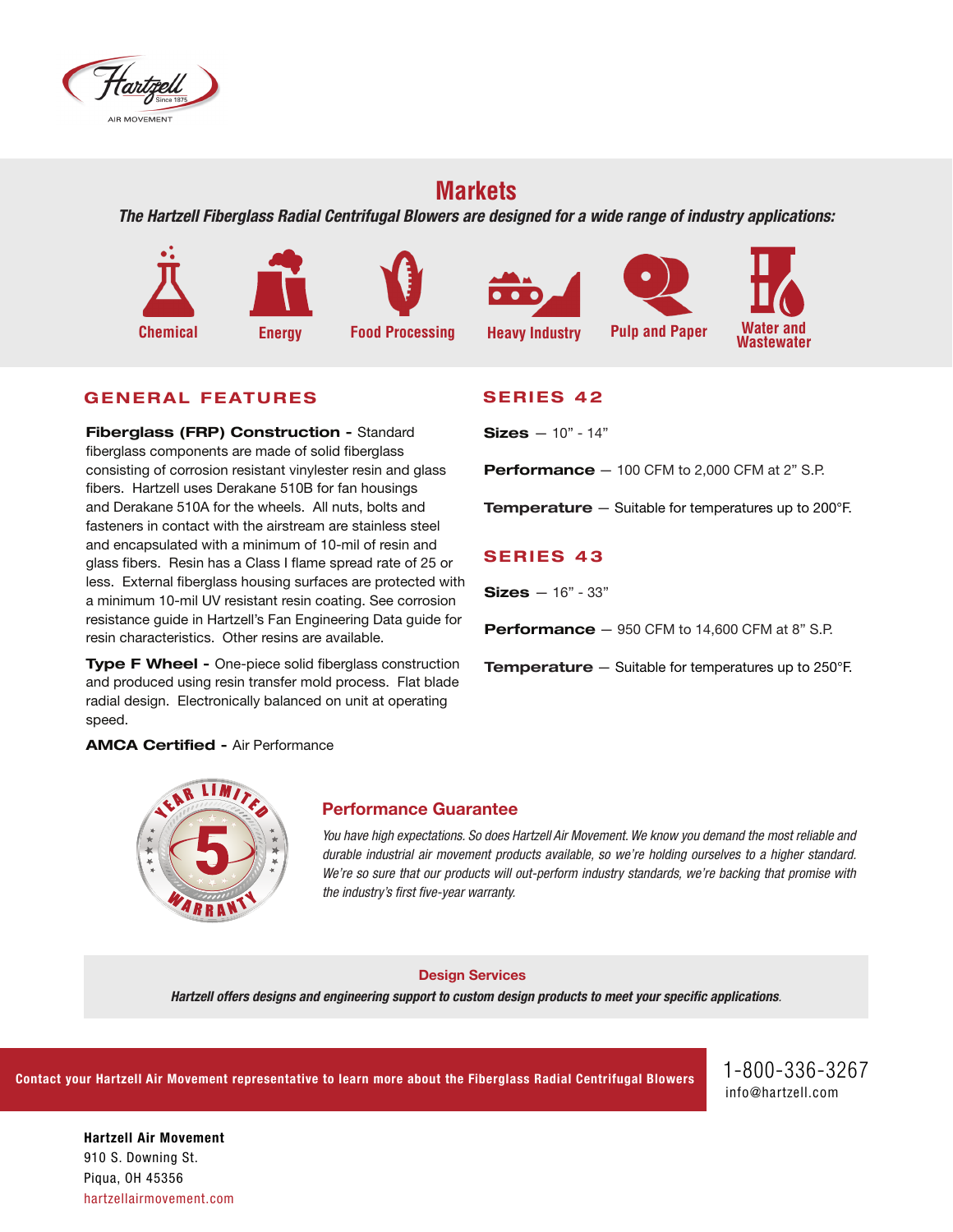## Markets

***The Hartzell Fiberglass Radial Centrifugal Blowers are designed for a wide range of industry applications:***

Chemical

Energy

Food Processing

Heavy Industry

Pulp and Paper

Water and Wastewater

## GENERAL FEATURES

**Fiberglass (FRP) Construction -** Standard fiberglass components are made of solid fiberglass consisting of corrosion resistant vinylester resin and glass fibers. Hartzell uses Derakane 510B for fan housings and Derakane 510A for the wheels. All nuts, bolts and fasteners in contact with the airstream are stainless steel and encapsulated with a minimum of 10-mil of resin and glass fibers. Resin has a Class I flame spread rate of 25 or less. External fiberglass housing surfaces are protected with a minimum 10-mil UV resistant resin coating. See corrosion resistance guide in Hartzell's Fan Engineering Data guide for resin characteristics. Other resins are available.

**Type F Wheel -** One-piece solid fiberglass construction and produced using resin transfer mold process. Flat blade radial design. Electronically balanced on unit at operating speed.

**AMCA Certified -** Air Performance

## SERIES 42

**Sizes** — 10" - 14"

**Performance** — 100 CFM to 2,000 CFM at 2" S.P.

**Temperature** — Suitable for temperatures up to 200°F.

## SERIES 43

**Sizes** — 16" - 33"

**Performance** — 950 CFM to 14,600 CFM at 8" S.P.

**Temperature** — Suitable for temperatures up to 250°F.

5 YEAR LIMITED WARRANTY

### Performance Guarantee

*You have high expectations. So does Hartzell Air Movement. We know you demand the most reliable and durable industrial air movement products available, so we're holding ourselves to a higher standard. We're so sure that our products will out-perform industry standards, we're backing that promise with the industry's first five-year warranty.*

### Design Services

***Hartzell offers designs and engineering support to custom design products to meet your specific applications.***

**Contact your Hartzell Air Movement representative to learn more about the Fiberglass Radial Centrifugal Blowers**

1-800-336-3267
info@hartzell.com

**Hartzell Air Movement**
910 S. Downing St.
Piqua, OH 45356
hartzellairmovement.com